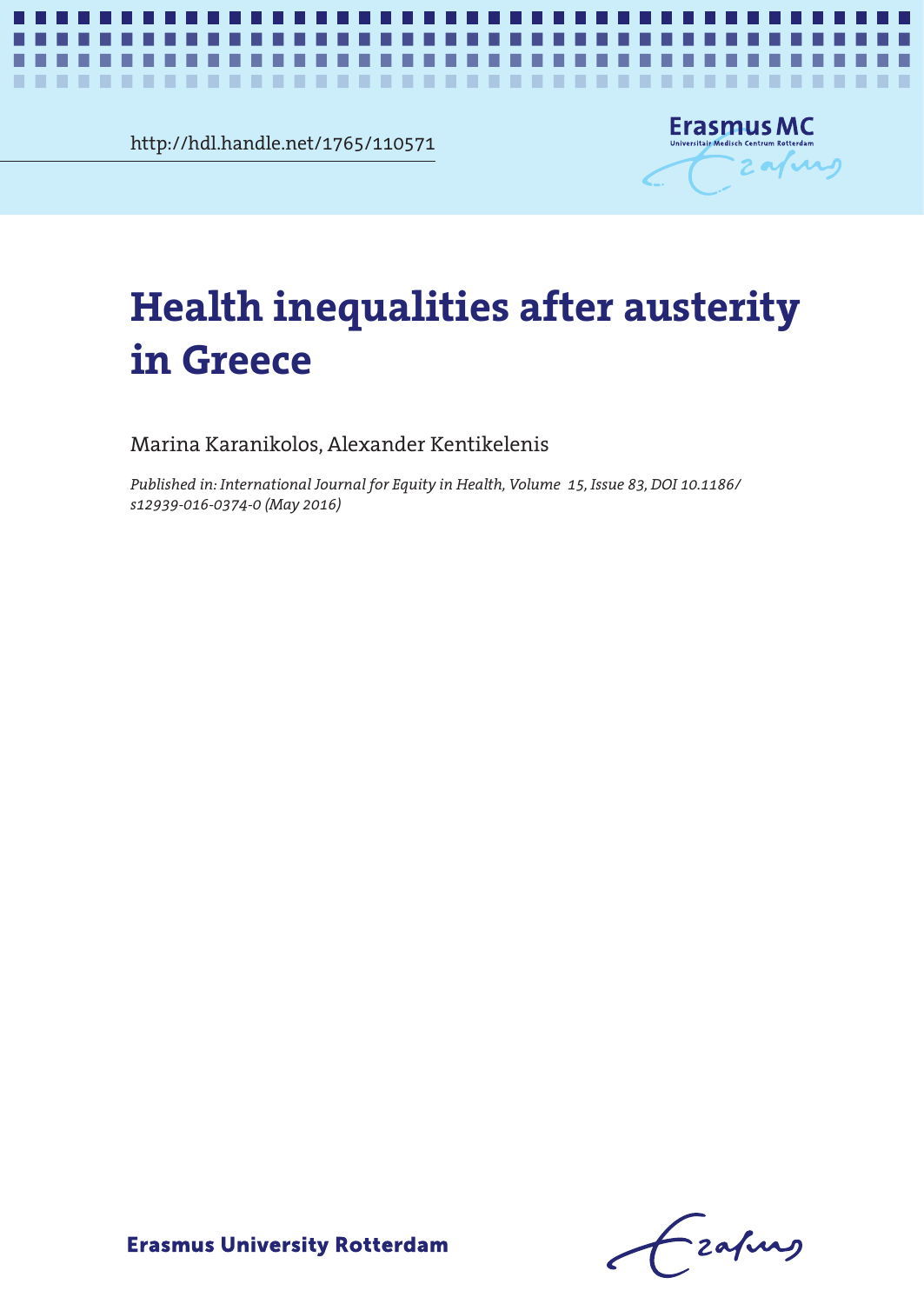http://hdl.handle.net/1765/110571

# Health inequalities after austerity in Greece

Marina Karanikolos, Alexander Kentikelenis

*Published in: International Journal for Equity in Health, Volume 15, Issue 83, DOI 10.1186/s12939-016-0374-0 (May 2016)*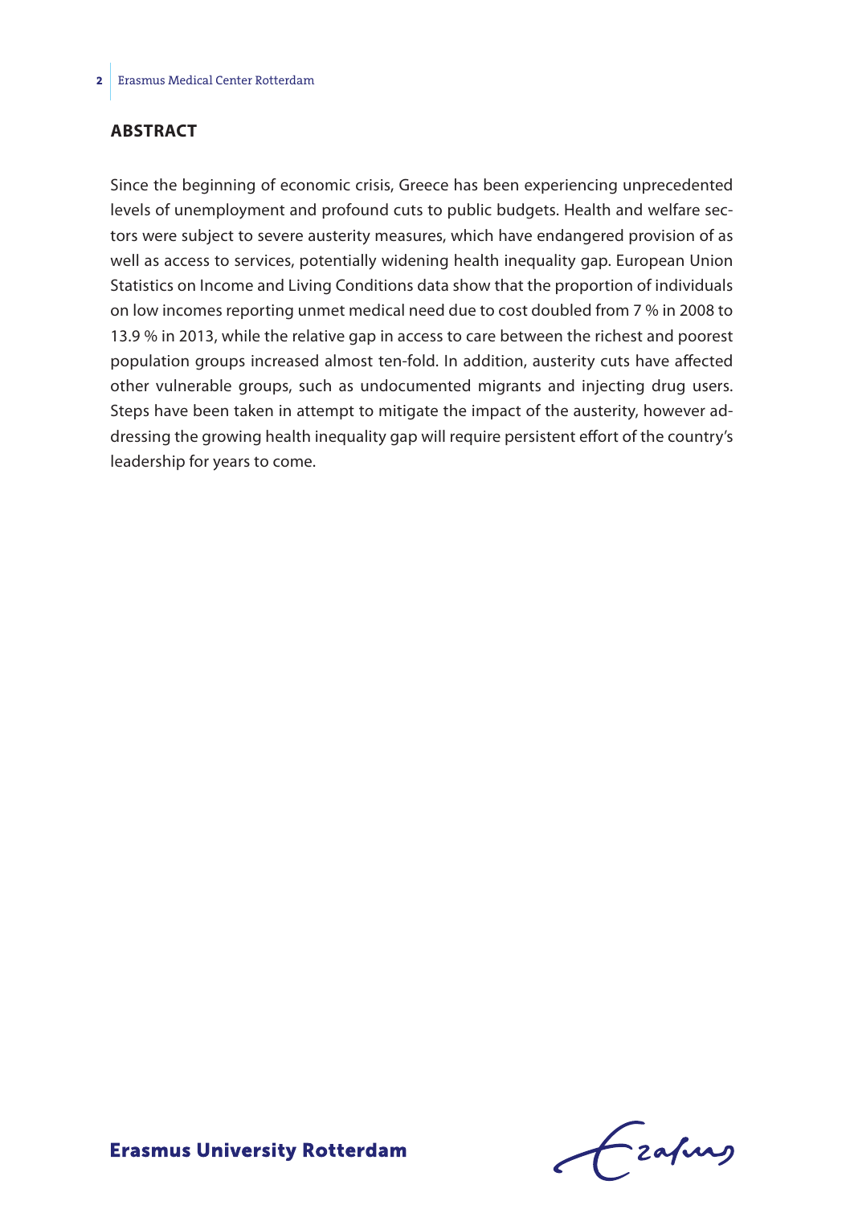## ABSTRACT

Since the beginning of economic crisis, Greece has been experiencing unprecedented levels of unemployment and profound cuts to public budgets. Health and welfare sectors were subject to severe austerity measures, which have endangered provision of as well as access to services, potentially widening health inequality gap. European Union Statistics on Income and Living Conditions data show that the proportion of individuals on low incomes reporting unmet medical need due to cost doubled from 7 % in 2008 to 13.9 % in 2013, while the relative gap in access to care between the richest and poorest population groups increased almost ten-fold. In addition, austerity cuts have affected other vulnerable groups, such as undocumented migrants and injecting drug users. Steps have been taken in attempt to mitigate the impact of the austerity, however addressing the growing health inequality gap will require persistent effort of the country's leadership for years to come.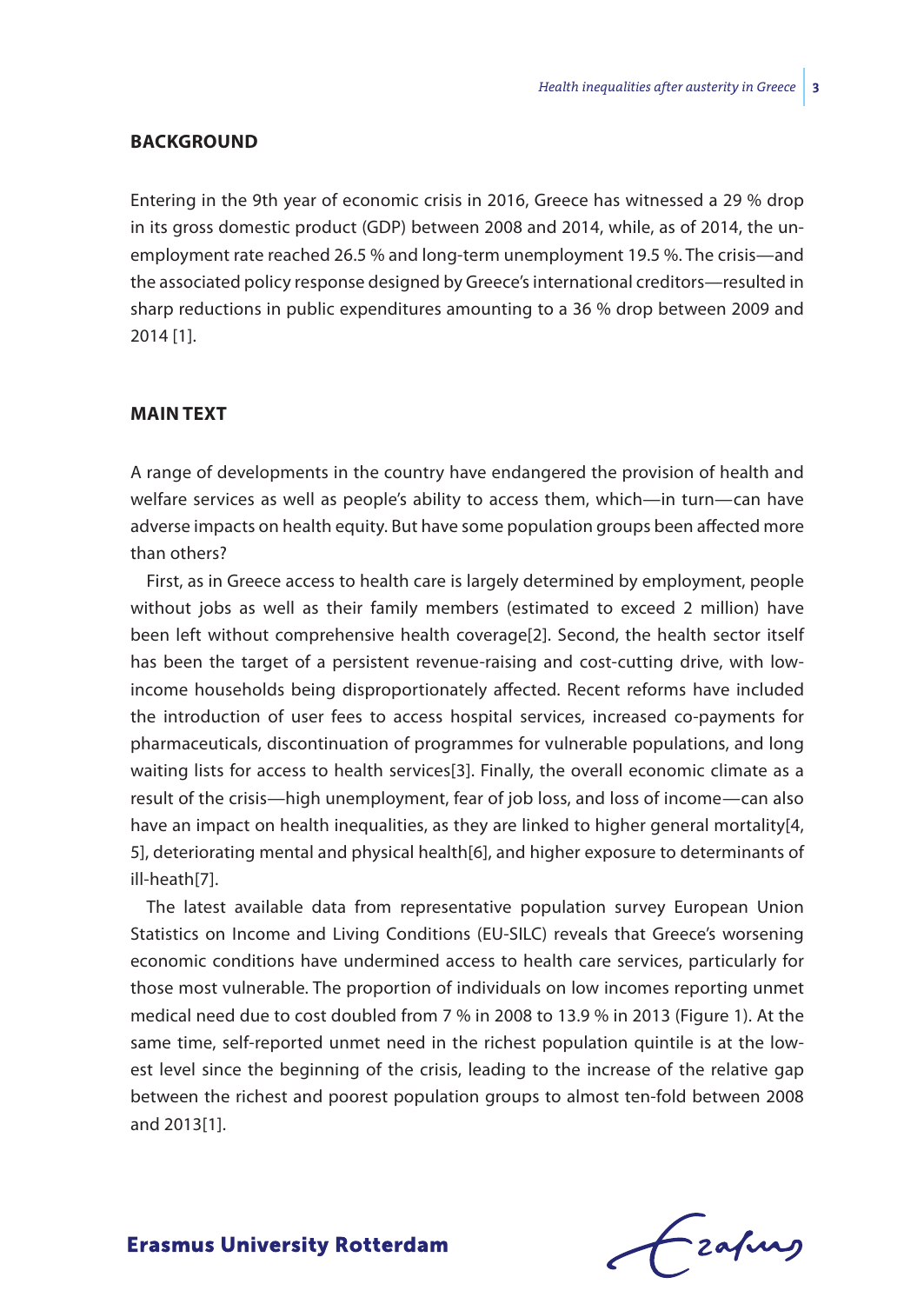## BACKGROUND

Entering in the 9th year of economic crisis in 2016, Greece has witnessed a 29 % drop in its gross domestic product (GDP) between 2008 and 2014, while, as of 2014, the unemployment rate reached 26.5 % and long-term unemployment 19.5 %. The crisis—and the associated policy response designed by Greece's international creditors—resulted in sharp reductions in public expenditures amounting to a 36 % drop between 2009 and 2014 [1].

## MAIN TEXT

A range of developments in the country have endangered the provision of health and welfare services as well as people's ability to access them, which—in turn—can have adverse impacts on health equity. But have some population groups been affected more than others?

First, as in Greece access to health care is largely determined by employment, people without jobs as well as their family members (estimated to exceed 2 million) have been left without comprehensive health coverage[2]. Second, the health sector itself has been the target of a persistent revenue-raising and cost-cutting drive, with low-income households being disproportionately affected. Recent reforms have included the introduction of user fees to access hospital services, increased co-payments for pharmaceuticals, discontinuation of programmes for vulnerable populations, and long waiting lists for access to health services[3]. Finally, the overall economic climate as a result of the crisis—high unemployment, fear of job loss, and loss of income—can also have an impact on health inequalities, as they are linked to higher general mortality[4, 5], deteriorating mental and physical health[6], and higher exposure to determinants of ill-heath[7].

The latest available data from representative population survey European Union Statistics on Income and Living Conditions (EU-SILC) reveals that Greece's worsening economic conditions have undermined access to health care services, particularly for those most vulnerable. The proportion of individuals on low incomes reporting unmet medical need due to cost doubled from 7 % in 2008 to 13.9 % in 2013 (Figure 1). At the same time, self-reported unmet need in the richest population quintile is at the lowest level since the beginning of the crisis, leading to the increase of the relative gap between the richest and poorest population groups to almost ten-fold between 2008 and 2013[1].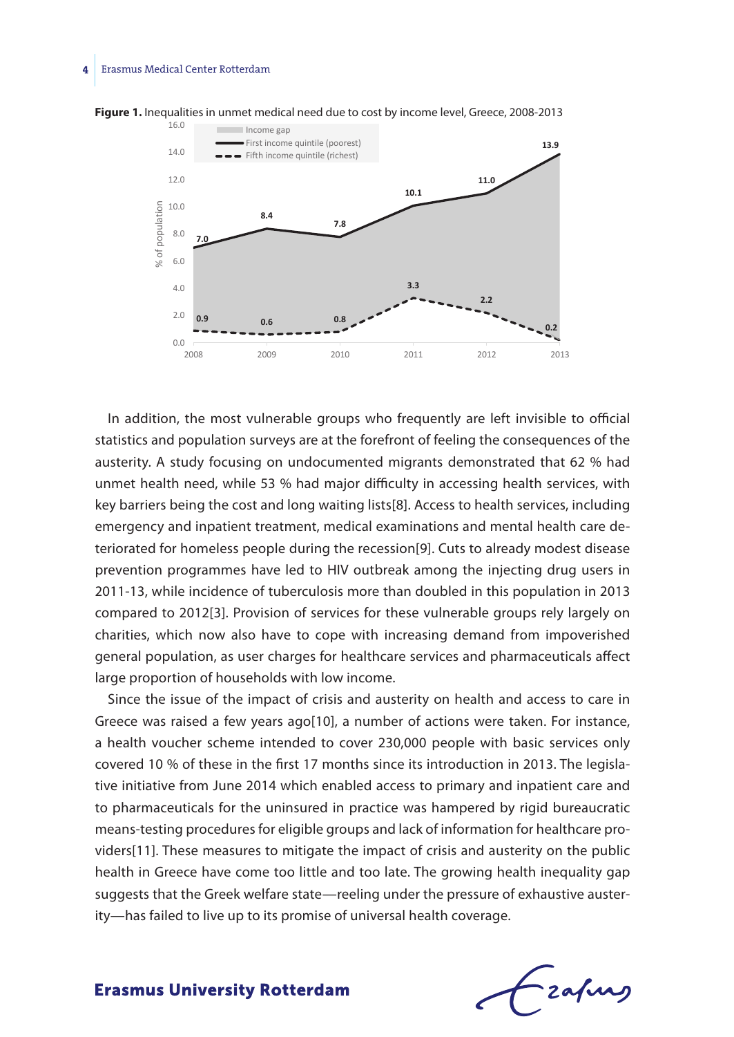**Figure 1.** Inequalities in unmet medical need due to cost by income level, Greece, 2008-2013

In addition, the most vulnerable groups who frequently are left invisible to official statistics and population surveys are at the forefront of feeling the consequences of the austerity. A study focusing on undocumented migrants demonstrated that 62 % had unmet health need, while 53 % had major difficulty in accessing health services, with key barriers being the cost and long waiting lists[8]. Access to health services, including emergency and inpatient treatment, medical examinations and mental health care deteriorated for homeless people during the recession[9]. Cuts to already modest disease prevention programmes have led to HIV outbreak among the injecting drug users in 2011-13, while incidence of tuberculosis more than doubled in this population in 2013 compared to 2012[3]. Provision of services for these vulnerable groups rely largely on charities, which now also have to cope with increasing demand from impoverished general population, as user charges for healthcare services and pharmaceuticals affect large proportion of households with low income.

Since the issue of the impact of crisis and austerity on health and access to care in Greece was raised a few years ago[10], a number of actions were taken. For instance, a health voucher scheme intended to cover 230,000 people with basic services only covered 10 % of these in the first 17 months since its introduction in 2013. The legislative initiative from June 2014 which enabled access to primary and inpatient care and to pharmaceuticals for the uninsured in practice was hampered by rigid bureaucratic means-testing procedures for eligible groups and lack of information for healthcare providers[11]. These measures to mitigate the impact of crisis and austerity on the public health in Greece have come too little and too late. The growing health inequality gap suggests that the Greek welfare state—reeling under the pressure of exhaustive austerity—has failed to live up to its promise of universal health coverage.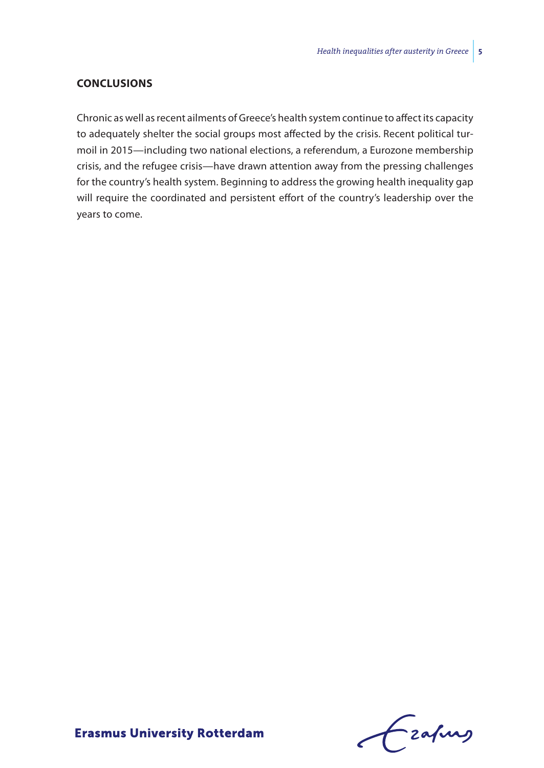## CONCLUSIONS

Chronic as well as recent ailments of Greece's health system continue to affect its capacity to adequately shelter the social groups most affected by the crisis. Recent political turmoil in 2015—including two national elections, a referendum, a Eurozone membership crisis, and the refugee crisis—have drawn attention away from the pressing challenges for the country's health system. Beginning to address the growing health inequality gap will require the coordinated and persistent effort of the country's leadership over the years to come.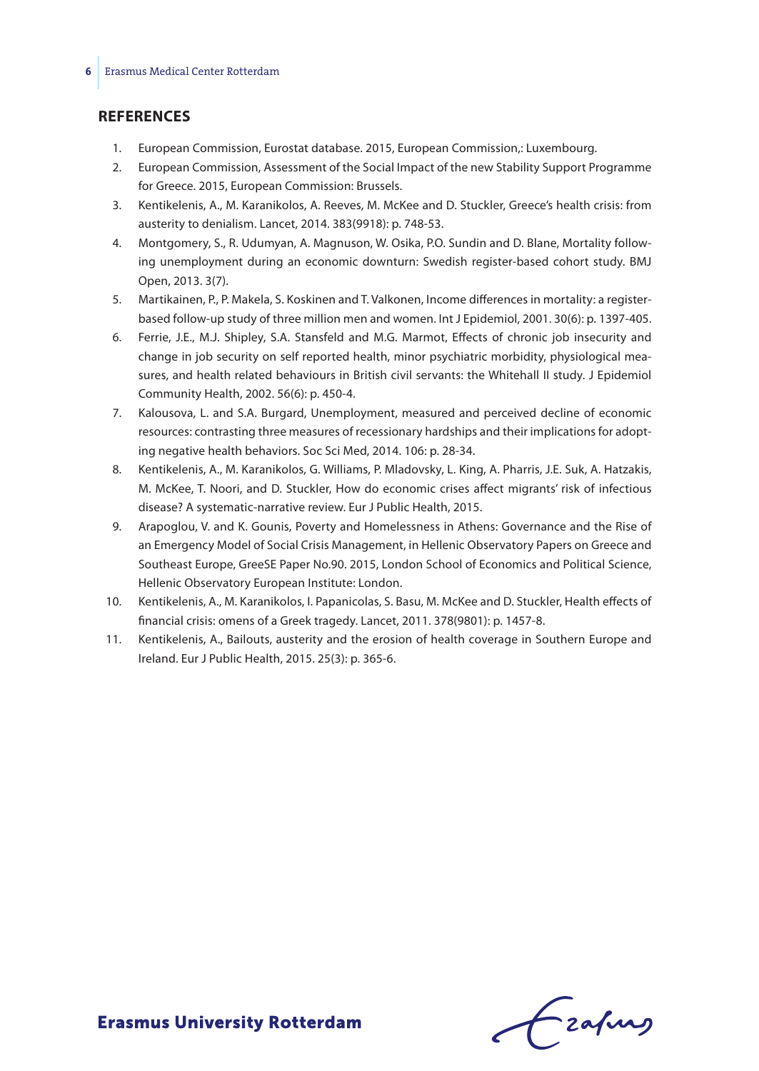## REFERENCES

1. European Commission, Eurostat database. 2015, European Commission,: Luxembourg.
2. European Commission, Assessment of the Social Impact of the new Stability Support Programme for Greece. 2015, European Commission: Brussels.
3. Kentikelenis, A., M. Karanikolos, A. Reeves, M. McKee and D. Stuckler, Greece's health crisis: from austerity to denialism. Lancet, 2014. 383(9918): p. 748-53.
4. Montgomery, S., R. Udumyan, A. Magnuson, W. Osika, P.O. Sundin and D. Blane, Mortality following unemployment during an economic downturn: Swedish register-based cohort study. BMJ Open, 2013. 3(7).
5. Martikainen, P., P. Makela, S. Koskinen and T. Valkonen, Income differences in mortality: a register-based follow-up study of three million men and women. Int J Epidemiol, 2001. 30(6): p. 1397-405.
6. Ferrie, J.E., M.J. Shipley, S.A. Stansfeld and M.G. Marmot, Effects of chronic job insecurity and change in job security on self reported health, minor psychiatric morbidity, physiological measures, and health related behaviours in British civil servants: the Whitehall II study. J Epidemiol Community Health, 2002. 56(6): p. 450-4.
7. Kalousova, L. and S.A. Burgard, Unemployment, measured and perceived decline of economic resources: contrasting three measures of recessionary hardships and their implications for adopting negative health behaviors. Soc Sci Med, 2014. 106: p. 28-34.
8. Kentikelenis, A., M. Karanikolos, G. Williams, P. Mladovsky, L. King, A. Pharris, J.E. Suk, A. Hatzakis, M. McKee, T. Noori, and D. Stuckler, How do economic crises affect migrants' risk of infectious disease? A systematic-narrative review. Eur J Public Health, 2015.
9. Arapoglou, V. and K. Gounis, Poverty and Homelessness in Athens: Governance and the Rise of an Emergency Model of Social Crisis Management, in Hellenic Observatory Papers on Greece and Southeast Europe, GreeSE Paper No.90. 2015, London School of Economics and Political Science, Hellenic Observatory European Institute: London.
10. Kentikelenis, A., M. Karanikolos, I. Papanicolas, S. Basu, M. McKee and D. Stuckler, Health effects of financial crisis: omens of a Greek tragedy. Lancet, 2011. 378(9801): p. 1457-8.
11. Kentikelenis, A., Bailouts, austerity and the erosion of health coverage in Southern Europe and Ireland. Eur J Public Health, 2015. 25(3): p. 365-6.